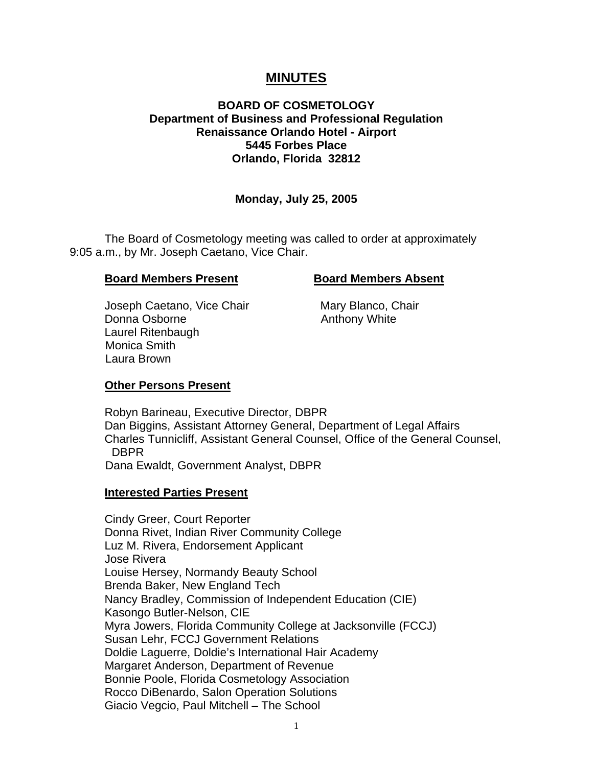# MINUTES

**BOARD OF COSMETOLOGY**
**Department of Business and Professional Regulation**
**Renaissance Orlando Hotel - Airport**
**5445 Forbes Place**
**Orlando, Florida 32812**

**Monday, July 25, 2005**

The Board of Cosmetology meeting was called to order at approximately 9:05 a.m., by Mr. Joseph Caetano, Vice Chair.

**Board Members Present**

Joseph Caetano, Vice Chair
Donna Osborne
Laurel Ritenbaugh
Monica Smith
Laura Brown

**Board Members Absent**

Mary Blanco, Chair
Anthony White

**Other Persons Present**

Robyn Barineau, Executive Director, DBPR
Dan Biggins, Assistant Attorney General, Department of Legal Affairs
Charles Tunnicliff, Assistant General Counsel, Office of the General Counsel, DBPR
Dana Ewaldt, Government Analyst, DBPR

**Interested Parties Present**

Cindy Greer, Court Reporter
Donna Rivet, Indian River Community College
Luz M. Rivera, Endorsement Applicant
Jose Rivera
Louise Hersey, Normandy Beauty School
Brenda Baker, New England Tech
Nancy Bradley, Commission of Independent Education (CIE)
Kasongo Butler-Nelson, CIE
Myra Jowers, Florida Community College at Jacksonville (FCCJ)
Susan Lehr, FCCJ Government Relations
Doldie Laguerre, Doldie's International Hair Academy
Margaret Anderson, Department of Revenue
Bonnie Poole, Florida Cosmetology Association
Rocco DiBenardo, Salon Operation Solutions
Giacio Vegcio, Paul Mitchell – The School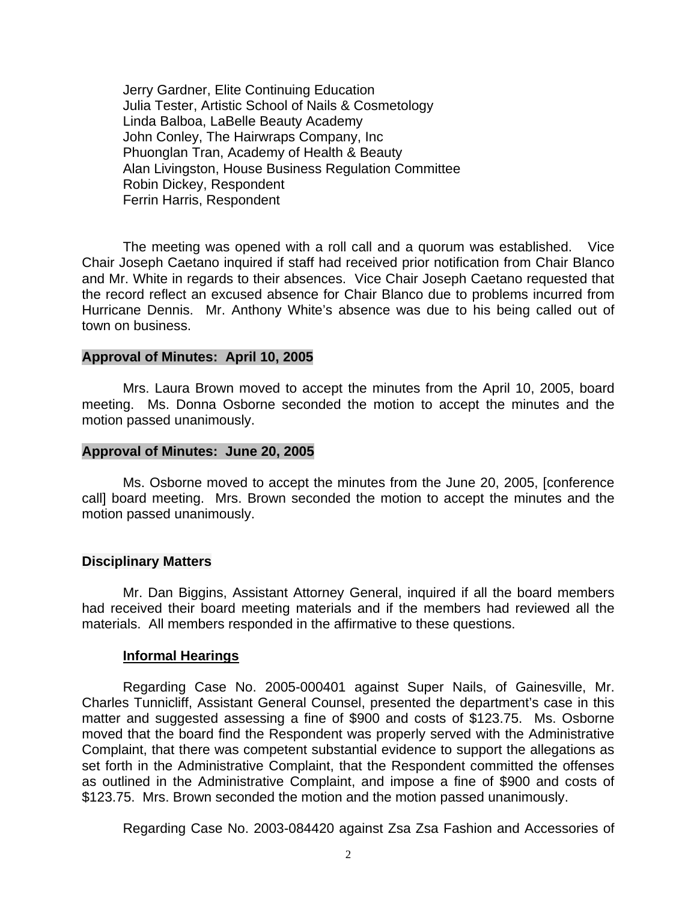Jerry Gardner, Elite Continuing Education
Julia Tester, Artistic School of Nails & Cosmetology
Linda Balboa, LaBelle Beauty Academy
John Conley, The Hairwraps Company, Inc
Phuonglan Tran, Academy of Health & Beauty
Alan Livingston, House Business Regulation Committee
Robin Dickey, Respondent
Ferrin Harris, Respondent

The meeting was opened with a roll call and a quorum was established. Vice Chair Joseph Caetano inquired if staff had received prior notification from Chair Blanco and Mr. White in regards to their absences. Vice Chair Joseph Caetano requested that the record reflect an excused absence for Chair Blanco due to problems incurred from Hurricane Dennis. Mr. Anthony White's absence was due to his being called out of town on business.

**Approval of Minutes: April 10, 2005**

Mrs. Laura Brown moved to accept the minutes from the April 10, 2005, board meeting. Ms. Donna Osborne seconded the motion to accept the minutes and the motion passed unanimously.

**Approval of Minutes: June 20, 2005**

Ms. Osborne moved to accept the minutes from the June 20, 2005, [conference call] board meeting. Mrs. Brown seconded the motion to accept the minutes and the motion passed unanimously.

**Disciplinary Matters**

Mr. Dan Biggins, Assistant Attorney General, inquired if all the board members had received their board meeting materials and if the members had reviewed all the materials. All members responded in the affirmative to these questions.

**Informal Hearings**

Regarding Case No. 2005-000401 against Super Nails, of Gainesville, Mr. Charles Tunnicliff, Assistant General Counsel, presented the department's case in this matter and suggested assessing a fine of $900 and costs of $123.75. Ms. Osborne moved that the board find the Respondent was properly served with the Administrative Complaint, that there was competent substantial evidence to support the allegations as set forth in the Administrative Complaint, that the Respondent committed the offenses as outlined in the Administrative Complaint, and impose a fine of $900 and costs of $123.75. Mrs. Brown seconded the motion and the motion passed unanimously.

Regarding Case No. 2003-084420 against Zsa Zsa Fashion and Accessories of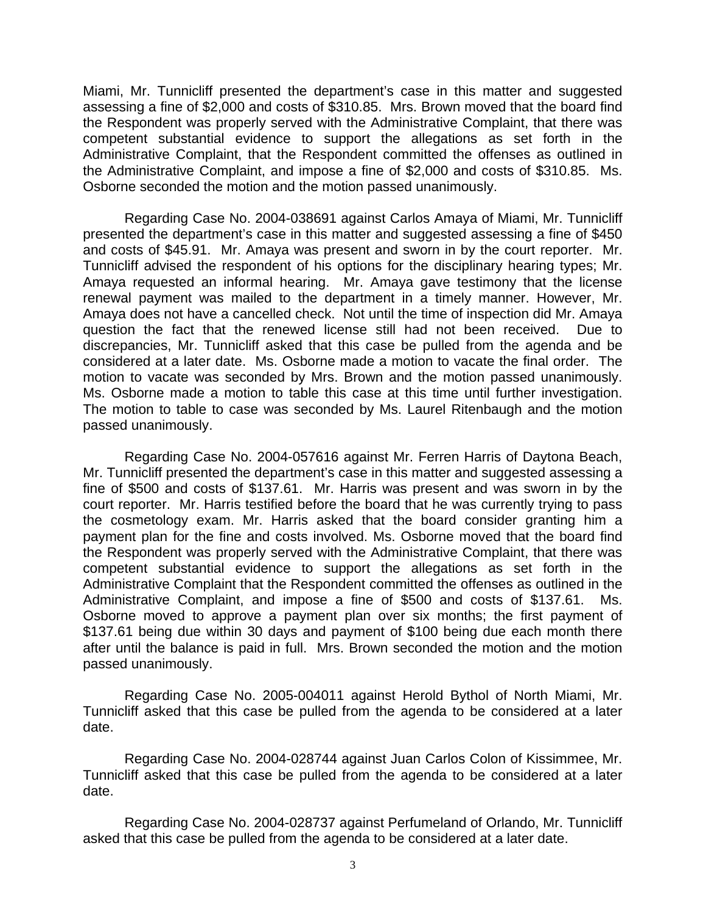Miami, Mr. Tunnicliff presented the department's case in this matter and suggested assessing a fine of $2,000 and costs of $310.85. Mrs. Brown moved that the board find the Respondent was properly served with the Administrative Complaint, that there was competent substantial evidence to support the allegations as set forth in the Administrative Complaint, that the Respondent committed the offenses as outlined in the Administrative Complaint, and impose a fine of $2,000 and costs of $310.85. Ms. Osborne seconded the motion and the motion passed unanimously.

Regarding Case No. 2004-038691 against Carlos Amaya of Miami, Mr. Tunnicliff presented the department's case in this matter and suggested assessing a fine of $450 and costs of $45.91. Mr. Amaya was present and sworn in by the court reporter. Mr. Tunnicliff advised the respondent of his options for the disciplinary hearing types; Mr. Amaya requested an informal hearing. Mr. Amaya gave testimony that the license renewal payment was mailed to the department in a timely manner. However, Mr. Amaya does not have a cancelled check. Not until the time of inspection did Mr. Amaya question the fact that the renewed license still had not been received. Due to discrepancies, Mr. Tunnicliff asked that this case be pulled from the agenda and be considered at a later date. Ms. Osborne made a motion to vacate the final order. The motion to vacate was seconded by Mrs. Brown and the motion passed unanimously. Ms. Osborne made a motion to table this case at this time until further investigation. The motion to table to case was seconded by Ms. Laurel Ritenbaugh and the motion passed unanimously.

Regarding Case No. 2004-057616 against Mr. Ferren Harris of Daytona Beach, Mr. Tunnicliff presented the department's case in this matter and suggested assessing a fine of $500 and costs of $137.61. Mr. Harris was present and was sworn in by the court reporter. Mr. Harris testified before the board that he was currently trying to pass the cosmetology exam. Mr. Harris asked that the board consider granting him a payment plan for the fine and costs involved. Ms. Osborne moved that the board find the Respondent was properly served with the Administrative Complaint, that there was competent substantial evidence to support the allegations as set forth in the Administrative Complaint that the Respondent committed the offenses as outlined in the Administrative Complaint, and impose a fine of $500 and costs of $137.61. Ms. Osborne moved to approve a payment plan over six months; the first payment of $137.61 being due within 30 days and payment of $100 being due each month there after until the balance is paid in full. Mrs. Brown seconded the motion and the motion passed unanimously.

Regarding Case No. 2005-004011 against Herold Bythol of North Miami, Mr. Tunnicliff asked that this case be pulled from the agenda to be considered at a later date.

Regarding Case No. 2004-028744 against Juan Carlos Colon of Kissimmee, Mr. Tunnicliff asked that this case be pulled from the agenda to be considered at a later date.

Regarding Case No. 2004-028737 against Perfumeland of Orlando, Mr. Tunnicliff asked that this case be pulled from the agenda to be considered at a later date.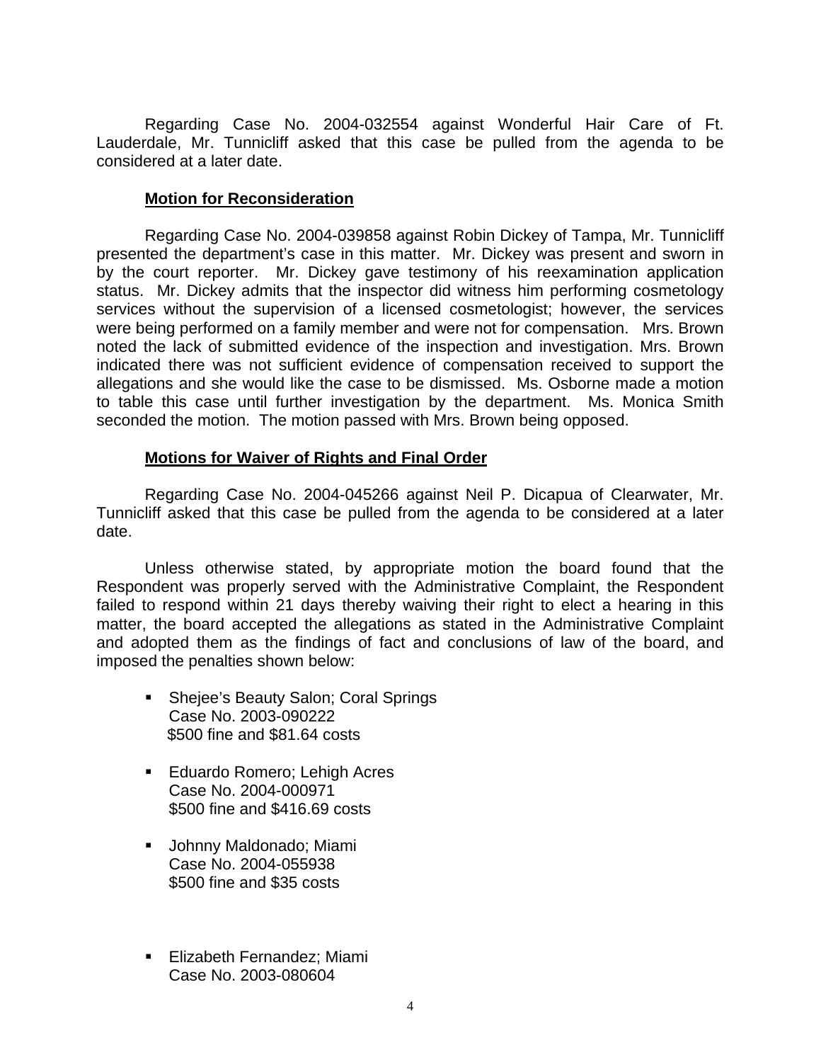Regarding Case No. 2004-032554 against Wonderful Hair Care of Ft. Lauderdale, Mr. Tunnicliff asked that this case be pulled from the agenda to be considered at a later date.

**Motion for Reconsideration**

Regarding Case No. 2004-039858 against Robin Dickey of Tampa, Mr. Tunnicliff presented the department's case in this matter. Mr. Dickey was present and sworn in by the court reporter. Mr. Dickey gave testimony of his reexamination application status. Mr. Dickey admits that the inspector did witness him performing cosmetology services without the supervision of a licensed cosmetologist; however, the services were being performed on a family member and were not for compensation. Mrs. Brown noted the lack of submitted evidence of the inspection and investigation. Mrs. Brown indicated there was not sufficient evidence of compensation received to support the allegations and she would like the case to be dismissed. Ms. Osborne made a motion to table this case until further investigation by the department. Ms. Monica Smith seconded the motion. The motion passed with Mrs. Brown being opposed.

**Motions for Waiver of Rights and Final Order**

Regarding Case No. 2004-045266 against Neil P. Dicapua of Clearwater, Mr. Tunnicliff asked that this case be pulled from the agenda to be considered at a later date.

Unless otherwise stated, by appropriate motion the board found that the Respondent was properly served with the Administrative Complaint, the Respondent failed to respond within 21 days thereby waiving their right to elect a hearing in this matter, the board accepted the allegations as stated in the Administrative Complaint and adopted them as the findings of fact and conclusions of law of the board, and imposed the penalties shown below:

- Shejee's Beauty Salon; Coral Springs
  Case No. 2003-090222
  $500 fine and $81.64 costs

- Eduardo Romero; Lehigh Acres
  Case No. 2004-000971
  $500 fine and $416.69 costs

- Johnny Maldonado; Miami
  Case No. 2004-055938
  $500 fine and $35 costs

- Elizabeth Fernandez; Miami
  Case No. 2003-080604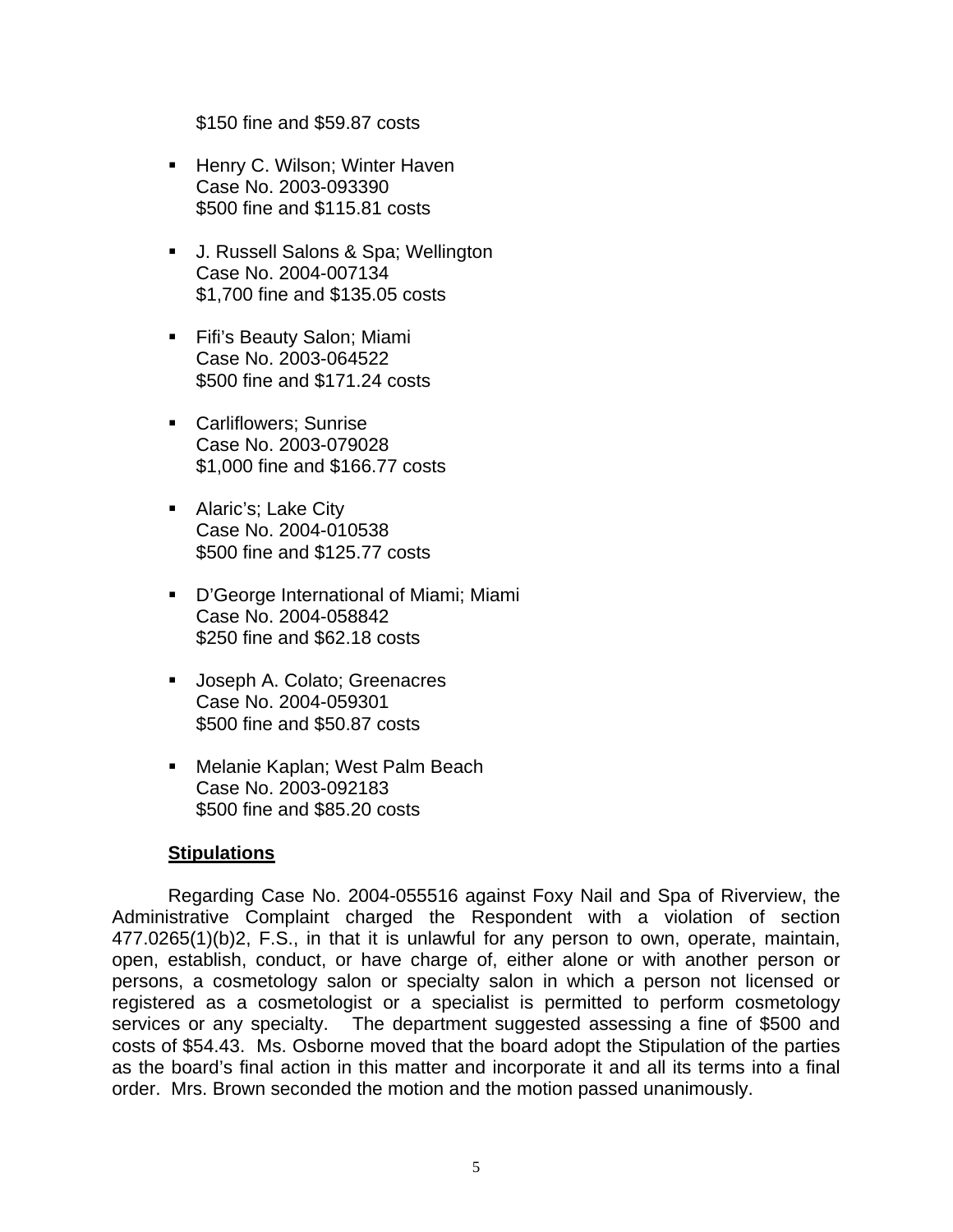$150 fine and $59.87 costs

- Henry C. Wilson; Winter Haven
  Case No. 2003-093390
  $500 fine and $115.81 costs

- J. Russell Salons & Spa; Wellington
  Case No. 2004-007134
  $1,700 fine and $135.05 costs

- Fifi's Beauty Salon; Miami
  Case No. 2003-064522
  $500 fine and $171.24 costs

- Carliflowers; Sunrise
  Case No. 2003-079028
  $1,000 fine and $166.77 costs

- Alaric's; Lake City
  Case No. 2004-010538
  $500 fine and $125.77 costs

- D'George International of Miami; Miami
  Case No. 2004-058842
  $250 fine and $62.18 costs

- Joseph A. Colato; Greenacres
  Case No. 2004-059301
  $500 fine and $50.87 costs

- Melanie Kaplan; West Palm Beach
  Case No. 2003-092183
  $500 fine and $85.20 costs

**<u>Stipulations</u>**

Regarding Case No. 2004-055516 against Foxy Nail and Spa of Riverview, the Administrative Complaint charged the Respondent with a violation of section 477.0265(1)(b)2, F.S., in that it is unlawful for any person to own, operate, maintain, open, establish, conduct, or have charge of, either alone or with another person or persons, a cosmetology salon or specialty salon in which a person not licensed or registered as a cosmetologist or a specialist is permitted to perform cosmetology services or any specialty. The department suggested assessing a fine of $500 and costs of $54.43. Ms. Osborne moved that the board adopt the Stipulation of the parties as the board's final action in this matter and incorporate it and all its terms into a final order. Mrs. Brown seconded the motion and the motion passed unanimously.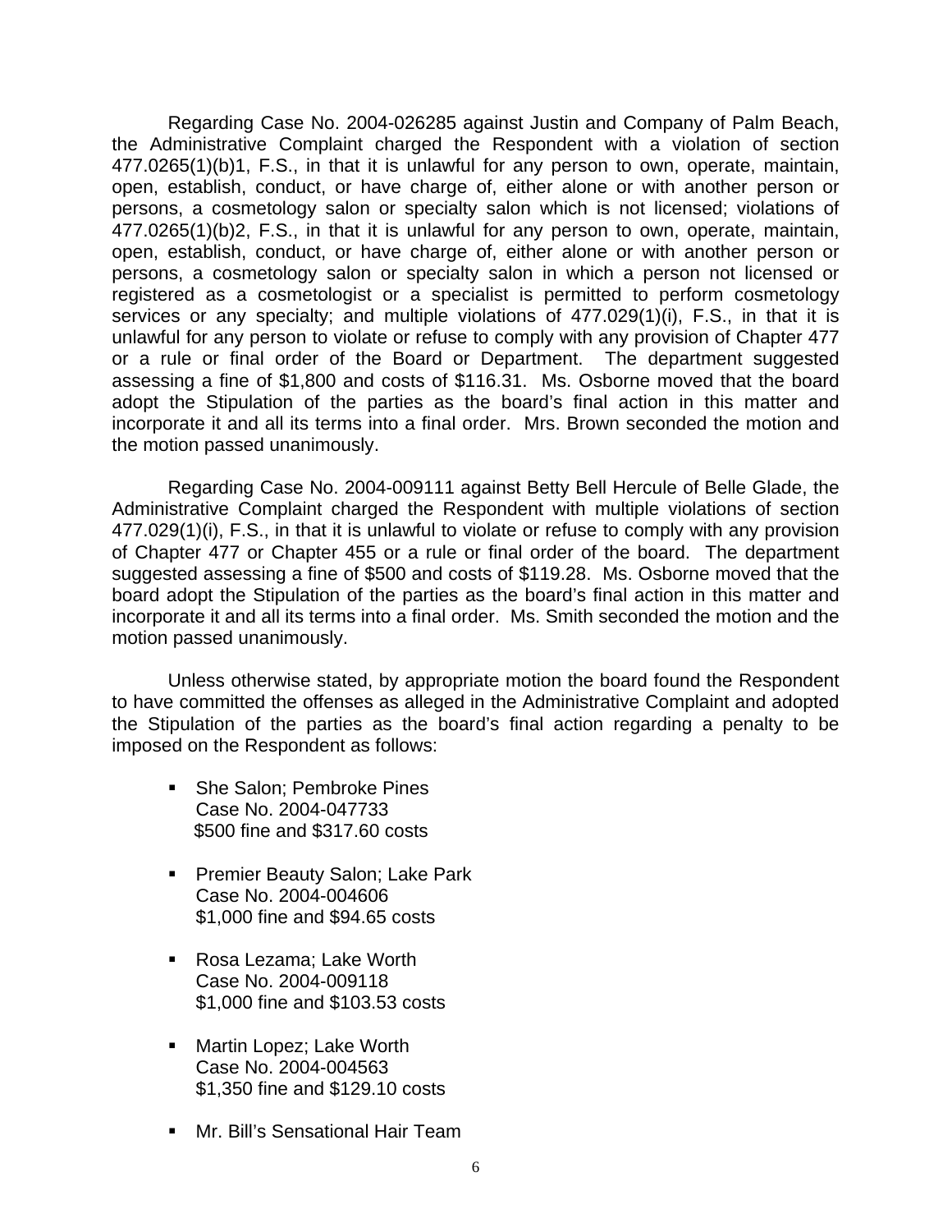Regarding Case No. 2004-026285 against Justin and Company of Palm Beach, the Administrative Complaint charged the Respondent with a violation of section 477.0265(1)(b)1, F.S., in that it is unlawful for any person to own, operate, maintain, open, establish, conduct, or have charge of, either alone or with another person or persons, a cosmetology salon or specialty salon which is not licensed; violations of 477.0265(1)(b)2, F.S., in that it is unlawful for any person to own, operate, maintain, open, establish, conduct, or have charge of, either alone or with another person or persons, a cosmetology salon or specialty salon in which a person not licensed or registered as a cosmetologist or a specialist is permitted to perform cosmetology services or any specialty; and multiple violations of 477.029(1)(i), F.S., in that it is unlawful for any person to violate or refuse to comply with any provision of Chapter 477 or a rule or final order of the Board or Department. The department suggested assessing a fine of $1,800 and costs of $116.31. Ms. Osborne moved that the board adopt the Stipulation of the parties as the board's final action in this matter and incorporate it and all its terms into a final order. Mrs. Brown seconded the motion and the motion passed unanimously.

Regarding Case No. 2004-009111 against Betty Bell Hercule of Belle Glade, the Administrative Complaint charged the Respondent with multiple violations of section 477.029(1)(i), F.S., in that it is unlawful to violate or refuse to comply with any provision of Chapter 477 or Chapter 455 or a rule or final order of the board. The department suggested assessing a fine of $500 and costs of $119.28. Ms. Osborne moved that the board adopt the Stipulation of the parties as the board's final action in this matter and incorporate it and all its terms into a final order. Ms. Smith seconded the motion and the motion passed unanimously.

Unless otherwise stated, by appropriate motion the board found the Respondent to have committed the offenses as alleged in the Administrative Complaint and adopted the Stipulation of the parties as the board's final action regarding a penalty to be imposed on the Respondent as follows:

- She Salon; Pembroke Pines
  Case No. 2004-047733
  $500 fine and $317.60 costs

- Premier Beauty Salon; Lake Park
  Case No. 2004-004606
  $1,000 fine and $94.65 costs

- Rosa Lezama; Lake Worth
  Case No. 2004-009118
  $1,000 fine and $103.53 costs

- Martin Lopez; Lake Worth
  Case No. 2004-004563
  $1,350 fine and $129.10 costs

- Mr. Bill's Sensational Hair Team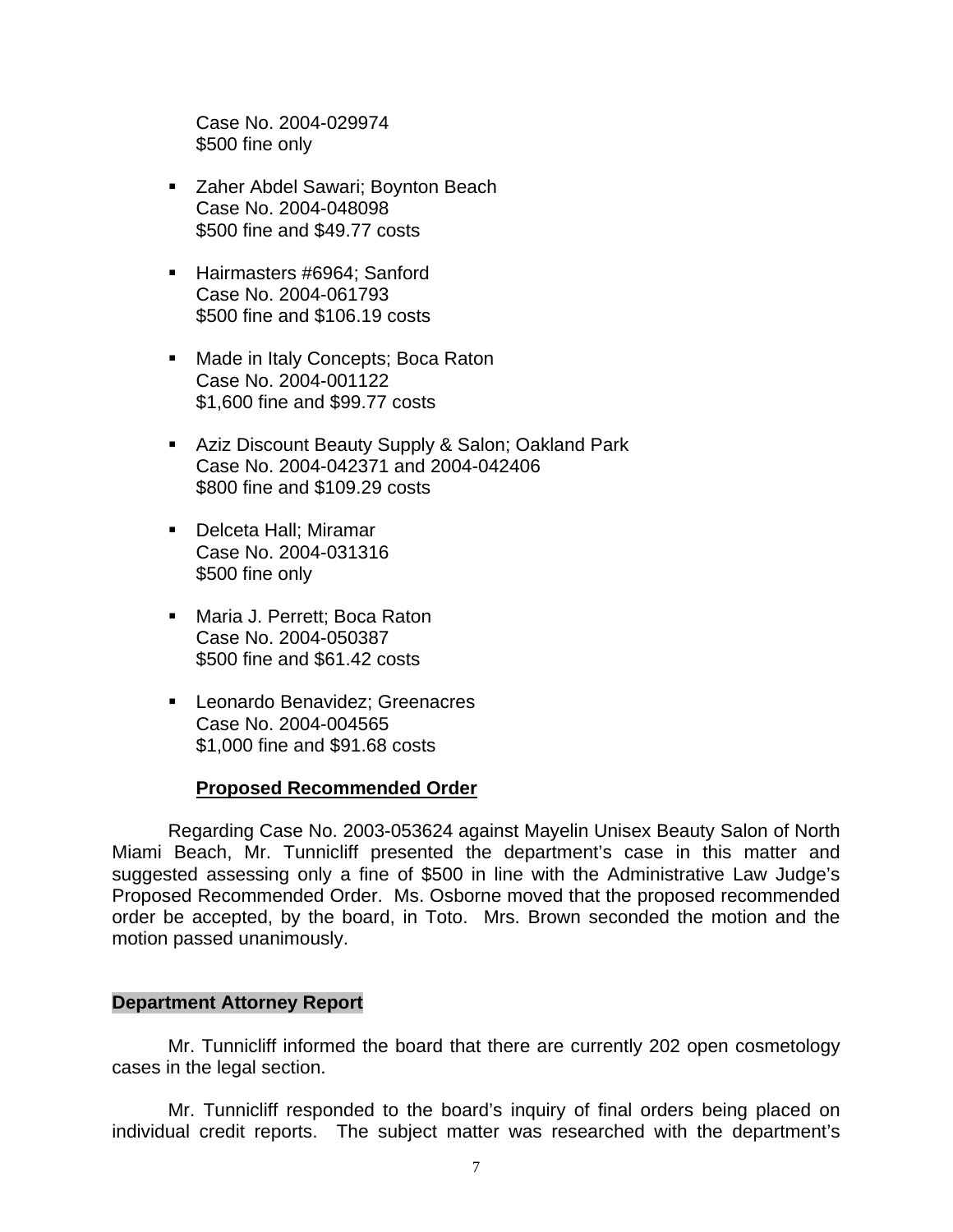Case No. 2004-029974
$500 fine only

- Zaher Abdel Sawari; Boynton Beach
  Case No. 2004-048098
  $500 fine and $49.77 costs

- Hairmasters #6964; Sanford
  Case No. 2004-061793
  $500 fine and $106.19 costs

- Made in Italy Concepts; Boca Raton
  Case No. 2004-001122
  $1,600 fine and $99.77 costs

- Aziz Discount Beauty Supply & Salon; Oakland Park
  Case No. 2004-042371 and 2004-042406
  $800 fine and $109.29 costs

- Delceta Hall; Miramar
  Case No. 2004-031316
  $500 fine only

- Maria J. Perrett; Boca Raton
  Case No. 2004-050387
  $500 fine and $61.42 costs

- Leonardo Benavidez; Greenacres
  Case No. 2004-004565
  $1,000 fine and $91.68 costs

**Proposed Recommended Order**

Regarding Case No. 2003-053624 against Mayelin Unisex Beauty Salon of North Miami Beach, Mr. Tunnicliff presented the department's case in this matter and suggested assessing only a fine of $500 in line with the Administrative Law Judge's Proposed Recommended Order. Ms. Osborne moved that the proposed recommended order be accepted, by the board, in Toto. Mrs. Brown seconded the motion and the motion passed unanimously.

**Department Attorney Report**

Mr. Tunnicliff informed the board that there are currently 202 open cosmetology cases in the legal section.

Mr. Tunnicliff responded to the board's inquiry of final orders being placed on individual credit reports. The subject matter was researched with the department's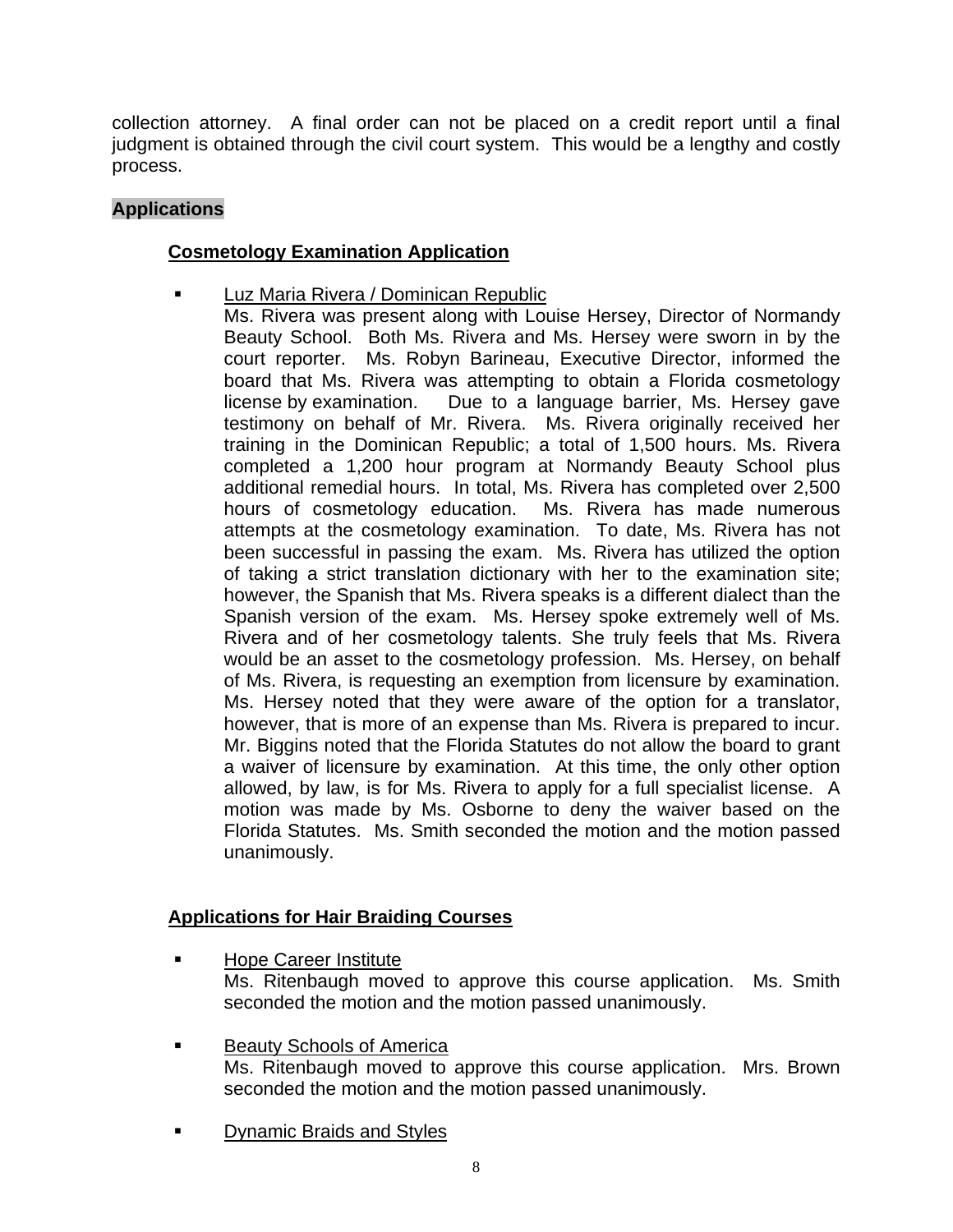collection attorney. A final order can not be placed on a credit report until a final judgment is obtained through the civil court system. This would be a lengthy and costly process.

## Applications

### Cosmetology Examination Application

- Luz Maria Rivera / Dominican Republic
  Ms. Rivera was present along with Louise Hersey, Director of Normandy Beauty School. Both Ms. Rivera and Ms. Hersey were sworn in by the court reporter. Ms. Robyn Barineau, Executive Director, informed the board that Ms. Rivera was attempting to obtain a Florida cosmetology license by examination. Due to a language barrier, Ms. Hersey gave testimony on behalf of Mr. Rivera. Ms. Rivera originally received her training in the Dominican Republic; a total of 1,500 hours. Ms. Rivera completed a 1,200 hour program at Normandy Beauty School plus additional remedial hours. In total, Ms. Rivera has completed over 2,500 hours of cosmetology education. Ms. Rivera has made numerous attempts at the cosmetology examination. To date, Ms. Rivera has not been successful in passing the exam. Ms. Rivera has utilized the option of taking a strict translation dictionary with her to the examination site; however, the Spanish that Ms. Rivera speaks is a different dialect than the Spanish version of the exam. Ms. Hersey spoke extremely well of Ms. Rivera and of her cosmetology talents. She truly feels that Ms. Rivera would be an asset to the cosmetology profession. Ms. Hersey, on behalf of Ms. Rivera, is requesting an exemption from licensure by examination. Ms. Hersey noted that they were aware of the option for a translator, however, that is more of an expense than Ms. Rivera is prepared to incur. Mr. Biggins noted that the Florida Statutes do not allow the board to grant a waiver of licensure by examination. At this time, the only other option allowed, by law, is for Ms. Rivera to apply for a full specialist license. A motion was made by Ms. Osborne to deny the waiver based on the Florida Statutes. Ms. Smith seconded the motion and the motion passed unanimously.

### Applications for Hair Braiding Courses

- Hope Career Institute
  Ms. Ritenbaugh moved to approve this course application. Ms. Smith seconded the motion and the motion passed unanimously.

- Beauty Schools of America
  Ms. Ritenbaugh moved to approve this course application. Mrs. Brown seconded the motion and the motion passed unanimously.

- Dynamic Braids and Styles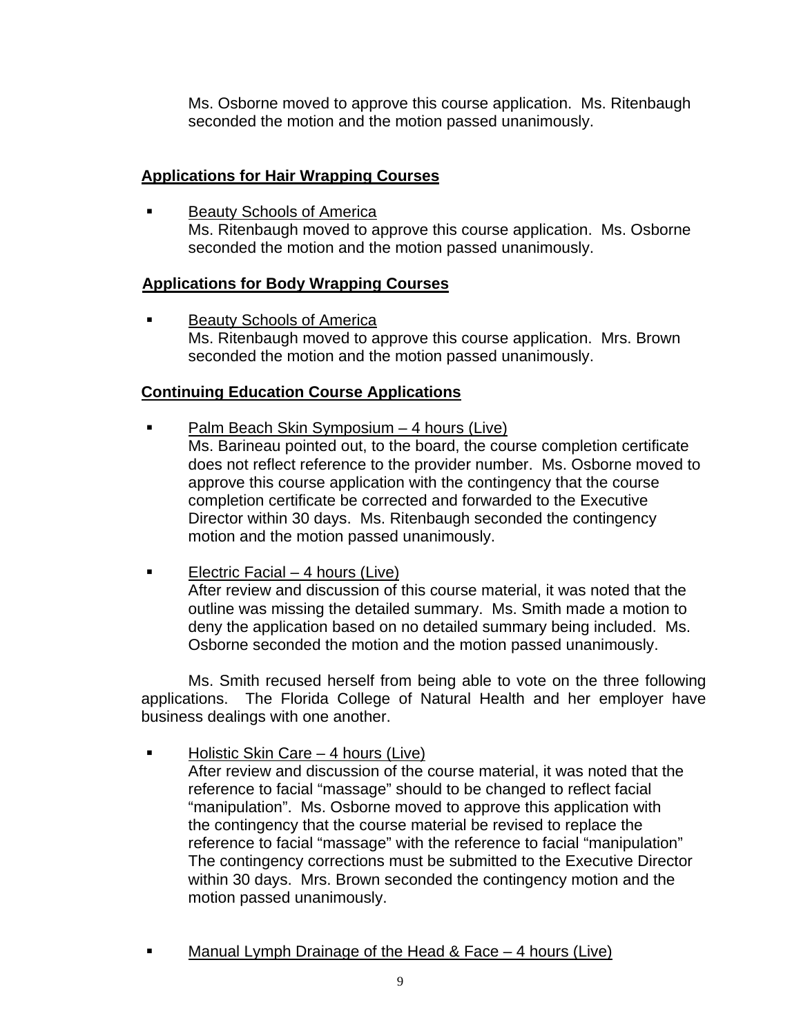Ms. Osborne moved to approve this course application. Ms. Ritenbaugh seconded the motion and the motion passed unanimously.

**Applications for Hair Wrapping Courses**

- Beauty Schools of America
  Ms. Ritenbaugh moved to approve this course application. Ms. Osborne seconded the motion and the motion passed unanimously.

**Applications for Body Wrapping Courses**

- Beauty Schools of America
  Ms. Ritenbaugh moved to approve this course application. Mrs. Brown seconded the motion and the motion passed unanimously.

**Continuing Education Course Applications**

- Palm Beach Skin Symposium – 4 hours (Live)
  Ms. Barineau pointed out, to the board, the course completion certificate does not reflect reference to the provider number. Ms. Osborne moved to approve this course application with the contingency that the course completion certificate be corrected and forwarded to the Executive Director within 30 days. Ms. Ritenbaugh seconded the contingency motion and the motion passed unanimously.

- Electric Facial – 4 hours (Live)
  After review and discussion of this course material, it was noted that the outline was missing the detailed summary. Ms. Smith made a motion to deny the application based on no detailed summary being included. Ms. Osborne seconded the motion and the motion passed unanimously.

Ms. Smith recused herself from being able to vote on the three following applications. The Florida College of Natural Health and her employer have business dealings with one another.

- Holistic Skin Care – 4 hours (Live)
  After review and discussion of the course material, it was noted that the reference to facial "massage" should to be changed to reflect facial "manipulation". Ms. Osborne moved to approve this application with the contingency that the course material be revised to replace the reference to facial "massage" with the reference to facial "manipulation" The contingency corrections must be submitted to the Executive Director within 30 days. Mrs. Brown seconded the contingency motion and the motion passed unanimously.

- Manual Lymph Drainage of the Head & Face – 4 hours (Live)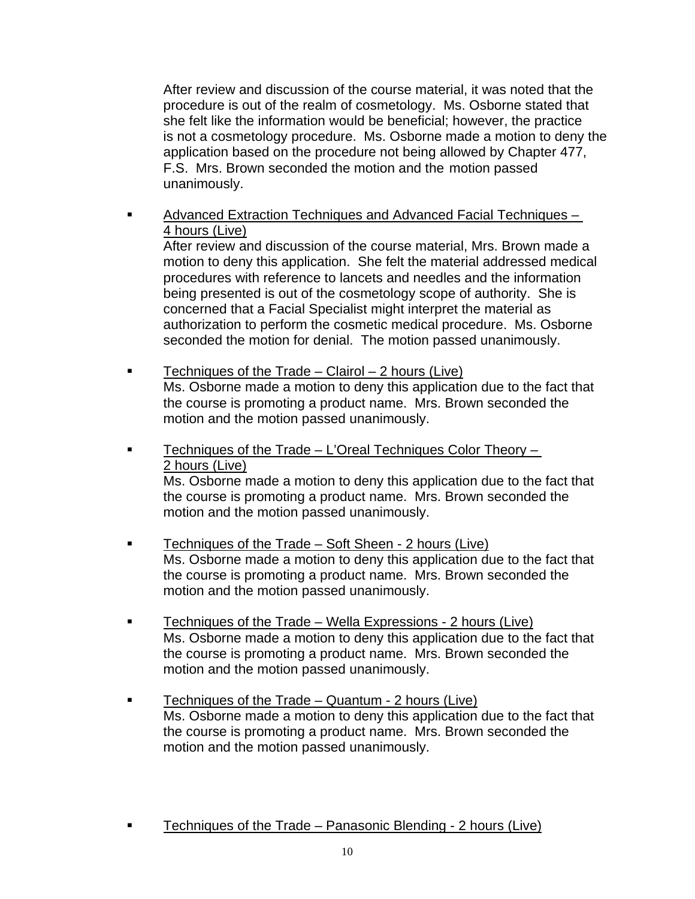After review and discussion of the course material, it was noted that the procedure is out of the realm of cosmetology. Ms. Osborne stated that she felt like the information would be beneficial; however, the practice is not a cosmetology procedure. Ms. Osborne made a motion to deny the application based on the procedure not being allowed by Chapter 477, F.S. Mrs. Brown seconded the motion and the motion passed unanimously.

- <u>Advanced Extraction Techniques and Advanced Facial Techniques – 4 hours (Live)</u>
  After review and discussion of the course material, Mrs. Brown made a motion to deny this application. She felt the material addressed medical procedures with reference to lancets and needles and the information being presented is out of the cosmetology scope of authority. She is concerned that a Facial Specialist might interpret the material as authorization to perform the cosmetic medical procedure. Ms. Osborne seconded the motion for denial. The motion passed unanimously.

- <u>Techniques of the Trade – Clairol – 2 hours (Live)</u>
  Ms. Osborne made a motion to deny this application due to the fact that the course is promoting a product name. Mrs. Brown seconded the motion and the motion passed unanimously.

- <u>Techniques of the Trade – L'Oreal Techniques Color Theory – 2 hours (Live)</u>
  Ms. Osborne made a motion to deny this application due to the fact that the course is promoting a product name. Mrs. Brown seconded the motion and the motion passed unanimously.

- <u>Techniques of the Trade – Soft Sheen - 2 hours (Live)</u>
  Ms. Osborne made a motion to deny this application due to the fact that the course is promoting a product name. Mrs. Brown seconded the motion and the motion passed unanimously.

- <u>Techniques of the Trade – Wella Expressions - 2 hours (Live)</u>
  Ms. Osborne made a motion to deny this application due to the fact that the course is promoting a product name. Mrs. Brown seconded the motion and the motion passed unanimously.

- <u>Techniques of the Trade – Quantum - 2 hours (Live)</u>
  Ms. Osborne made a motion to deny this application due to the fact that the course is promoting a product name. Mrs. Brown seconded the motion and the motion passed unanimously.

- <u>Techniques of the Trade – Panasonic Blending - 2 hours (Live)</u>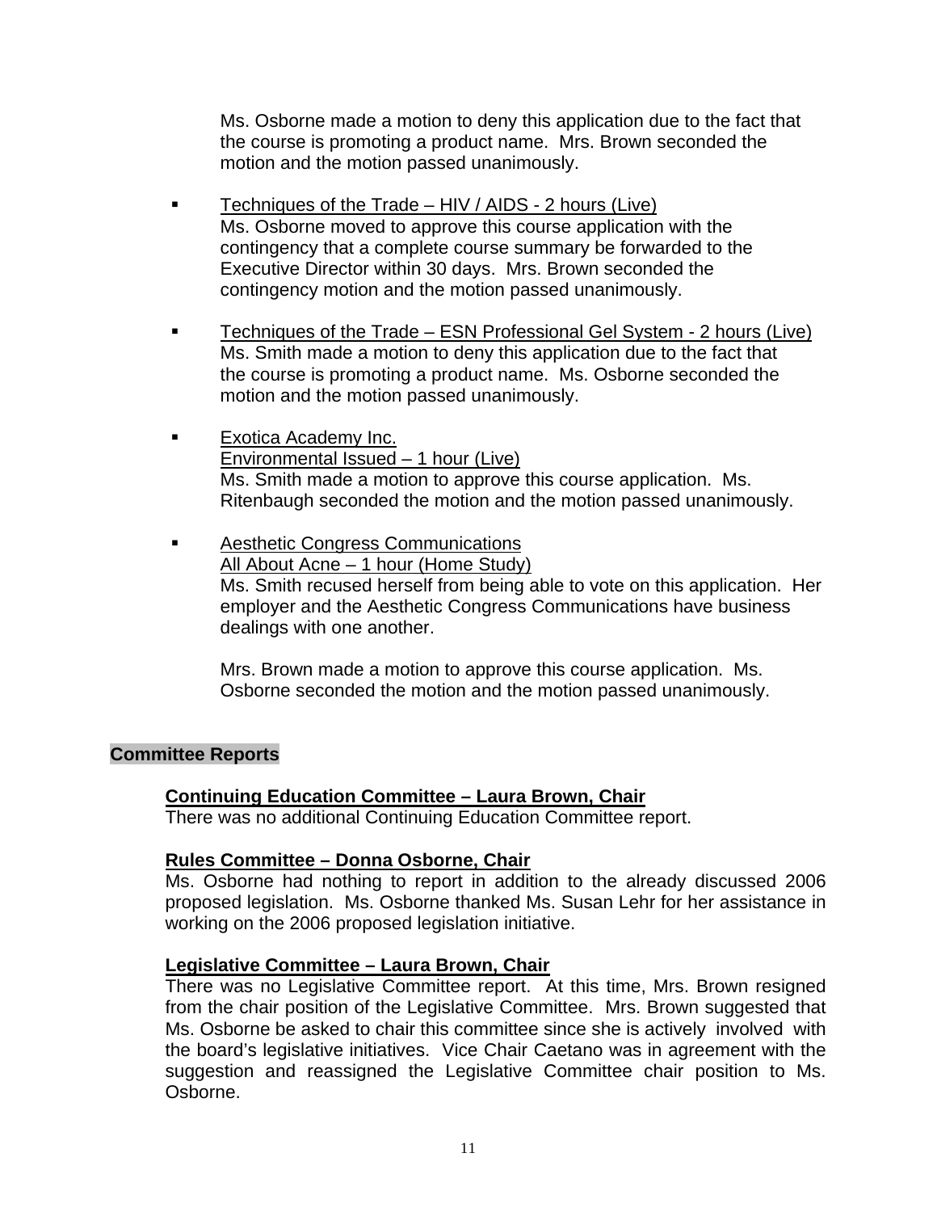Ms. Osborne made a motion to deny this application due to the fact that the course is promoting a product name. Mrs. Brown seconded the motion and the motion passed unanimously.

- Techniques of the Trade – HIV / AIDS - 2 hours (Live)
  Ms. Osborne moved to approve this course application with the contingency that a complete course summary be forwarded to the Executive Director within 30 days. Mrs. Brown seconded the contingency motion and the motion passed unanimously.

- Techniques of the Trade – ESN Professional Gel System - 2 hours (Live)
  Ms. Smith made a motion to deny this application due to the fact that the course is promoting a product name. Ms. Osborne seconded the motion and the motion passed unanimously.

- Exotica Academy Inc.
  Environmental Issued – 1 hour (Live)
  Ms. Smith made a motion to approve this course application. Ms. Ritenbaugh seconded the motion and the motion passed unanimously.

- Aesthetic Congress Communications
  All About Acne – 1 hour (Home Study)
  Ms. Smith recused herself from being able to vote on this application. Her employer and the Aesthetic Congress Communications have business dealings with one another.

  Mrs. Brown made a motion to approve this course application. Ms. Osborne seconded the motion and the motion passed unanimously.

## Committee Reports

### Continuing Education Committee – Laura Brown, Chair

There was no additional Continuing Education Committee report.

### Rules Committee – Donna Osborne, Chair

Ms. Osborne had nothing to report in addition to the already discussed 2006 proposed legislation. Ms. Osborne thanked Ms. Susan Lehr for her assistance in working on the 2006 proposed legislation initiative.

### Legislative Committee – Laura Brown, Chair

There was no Legislative Committee report. At this time, Mrs. Brown resigned from the chair position of the Legislative Committee. Mrs. Brown suggested that Ms. Osborne be asked to chair this committee since she is actively involved with the board's legislative initiatives. Vice Chair Caetano was in agreement with the suggestion and reassigned the Legislative Committee chair position to Ms. Osborne.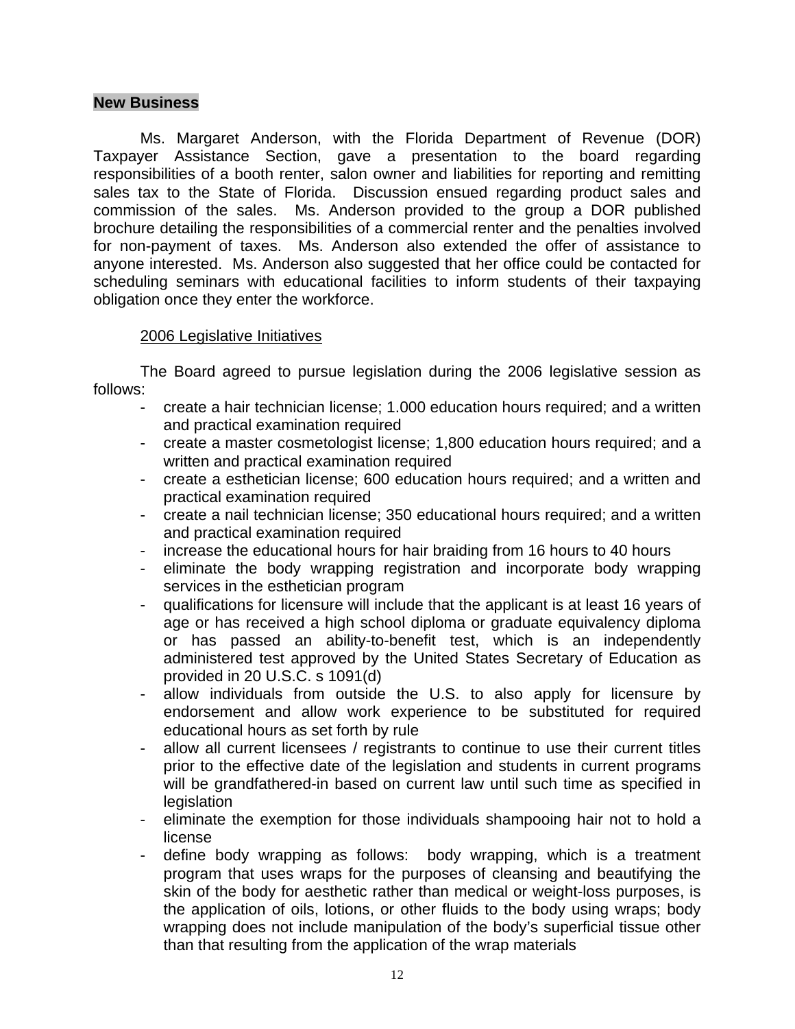**New Business**

Ms. Margaret Anderson, with the Florida Department of Revenue (DOR) Taxpayer Assistance Section, gave a presentation to the board regarding responsibilities of a booth renter, salon owner and liabilities for reporting and remitting sales tax to the State of Florida. Discussion ensued regarding product sales and commission of the sales. Ms. Anderson provided to the group a DOR published brochure detailing the responsibilities of a commercial renter and the penalties involved for non-payment of taxes. Ms. Anderson also extended the offer of assistance to anyone interested. Ms. Anderson also suggested that her office could be contacted for scheduling seminars with educational facilities to inform students of their taxpaying obligation once they enter the workforce.

<u>2006 Legislative Initiatives</u>

The Board agreed to pursue legislation during the 2006 legislative session as follows:

- create a hair technician license; 1.000 education hours required; and a written and practical examination required
- create a master cosmetologist license; 1,800 education hours required; and a written and practical examination required
- create a esthetician license; 600 education hours required; and a written and practical examination required
- create a nail technician license; 350 educational hours required; and a written and practical examination required
- increase the educational hours for hair braiding from 16 hours to 40 hours
- eliminate the body wrapping registration and incorporate body wrapping services in the esthetician program
- qualifications for licensure will include that the applicant is at least 16 years of age or has received a high school diploma or graduate equivalency diploma or has passed an ability-to-benefit test, which is an independently administered test approved by the United States Secretary of Education as provided in 20 U.S.C. s 1091(d)
- allow individuals from outside the U.S. to also apply for licensure by endorsement and allow work experience to be substituted for required educational hours as set forth by rule
- allow all current licensees / registrants to continue to use their current titles prior to the effective date of the legislation and students in current programs will be grandfathered-in based on current law until such time as specified in legislation
- eliminate the exemption for those individuals shampooing hair not to hold a license
- define body wrapping as follows: body wrapping, which is a treatment program that uses wraps for the purposes of cleansing and beautifying the skin of the body for aesthetic rather than medical or weight-loss purposes, is the application of oils, lotions, or other fluids to the body using wraps; body wrapping does not include manipulation of the body's superficial tissue other than that resulting from the application of the wrap materials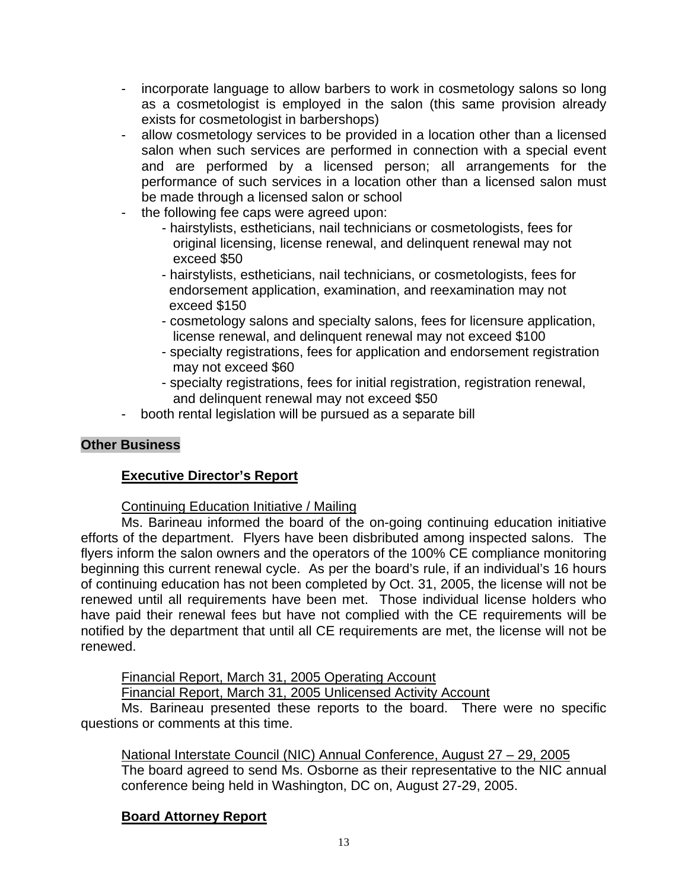- incorporate language to allow barbers to work in cosmetology salons so long as a cosmetologist is employed in the salon (this same provision already exists for cosmetologist in barbershops)
- allow cosmetology services to be provided in a location other than a licensed salon when such services are performed in connection with a special event and are performed by a licensed person; all arrangements for the performance of such services in a location other than a licensed salon must be made through a licensed salon or school
- the following fee caps were agreed upon:
    - hairstylists, estheticians, nail technicians or cosmetologists, fees for original licensing, license renewal, and delinquent renewal may not exceed $50
    - hairstylists, estheticians, nail technicians, or cosmetologists, fees for endorsement application, examination, and reexamination may not exceed $150
    - cosmetology salons and specialty salons, fees for licensure application, license renewal, and delinquent renewal may not exceed $100
    - specialty registrations, fees for application and endorsement registration may not exceed $60
    - specialty registrations, fees for initial registration, registration renewal, and delinquent renewal may not exceed $50
- booth rental legislation will be pursued as a separate bill

**Other Business**

**Executive Director's Report**

Continuing Education Initiative / Mailing

Ms. Barineau informed the board of the on-going continuing education initiative efforts of the department. Flyers have been disbributed among inspected salons. The flyers inform the salon owners and the operators of the 100% CE compliance monitoring beginning this current renewal cycle. As per the board's rule, if an individual's 16 hours of continuing education has not been completed by Oct. 31, 2005, the license will not be renewed until all requirements have been met. Those individual license holders who have paid their renewal fees but have not complied with the CE requirements will be notified by the department that until all CE requirements are met, the license will not be renewed.

Financial Report, March 31, 2005 Operating Account

Financial Report, March 31, 2005 Unlicensed Activity Account

Ms. Barineau presented these reports to the board. There were no specific questions or comments at this time.

National Interstate Council (NIC) Annual Conference, August 27 – 29, 2005

The board agreed to send Ms. Osborne as their representative to the NIC annual conference being held in Washington, DC on, August 27-29, 2005.

**Board Attorney Report**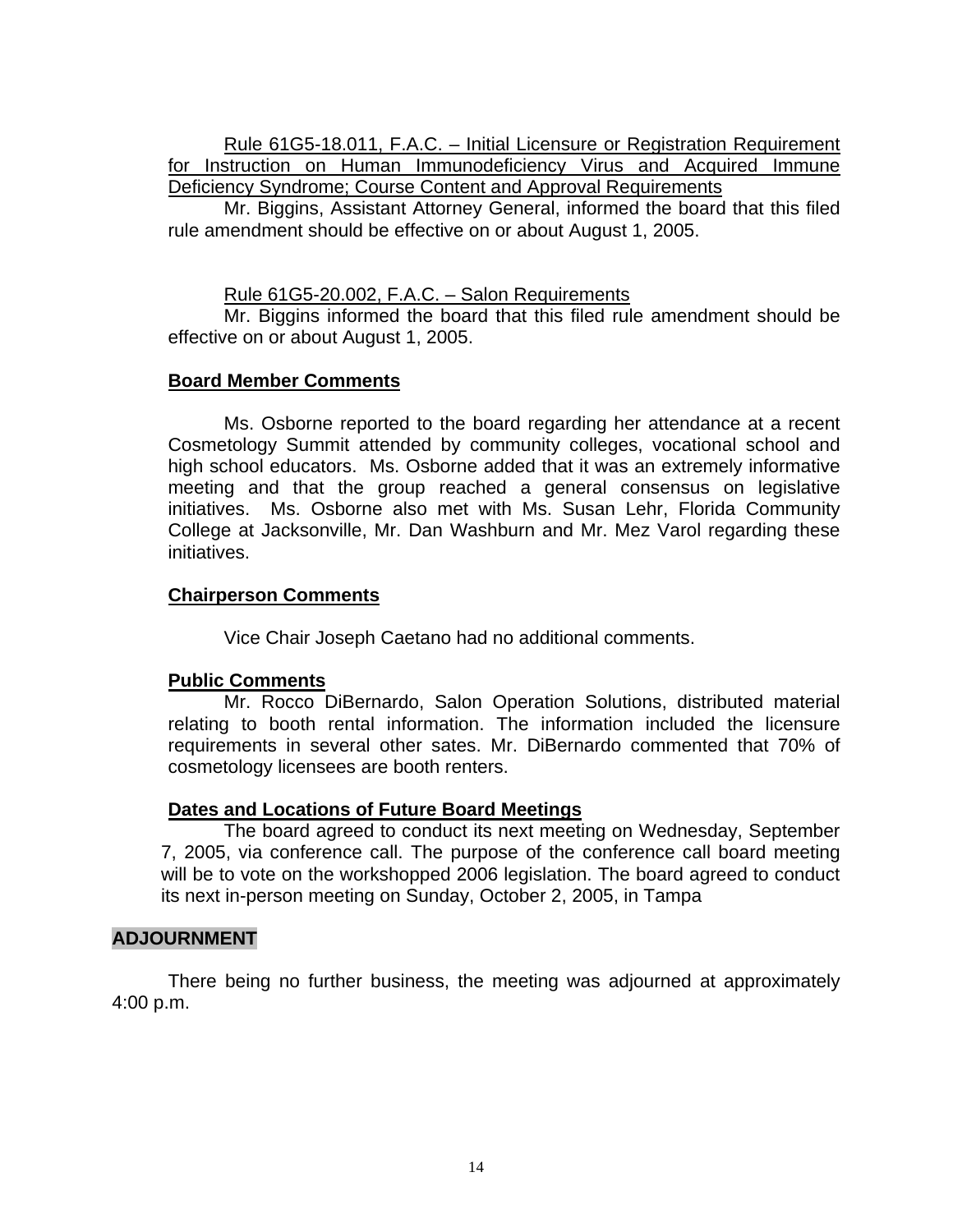Rule 61G5-18.011, F.A.C. – Initial Licensure or Registration Requirement for Instruction on Human Immunodeficiency Virus and Acquired Immune Deficiency Syndrome; Course Content and Approval Requirements

Mr. Biggins, Assistant Attorney General, informed the board that this filed rule amendment should be effective on or about August 1, 2005.

Rule 61G5-20.002, F.A.C. – Salon Requirements

Mr. Biggins informed the board that this filed rule amendment should be effective on or about August 1, 2005.

**Board Member Comments**

Ms. Osborne reported to the board regarding her attendance at a recent Cosmetology Summit attended by community colleges, vocational school and high school educators. Ms. Osborne added that it was an extremely informative meeting and that the group reached a general consensus on legislative initiatives. Ms. Osborne also met with Ms. Susan Lehr, Florida Community College at Jacksonville, Mr. Dan Washburn and Mr. Mez Varol regarding these initiatives.

**Chairperson Comments**

Vice Chair Joseph Caetano had no additional comments.

**Public Comments**

Mr. Rocco DiBernardo, Salon Operation Solutions, distributed material relating to booth rental information. The information included the licensure requirements in several other sates. Mr. DiBernardo commented that 70% of cosmetology licensees are booth renters.

**Dates and Locations of Future Board Meetings**

The board agreed to conduct its next meeting on Wednesday, September 7, 2005, via conference call. The purpose of the conference call board meeting will be to vote on the workshopped 2006 legislation. The board agreed to conduct its next in-person meeting on Sunday, October 2, 2005, in Tampa

## ADJOURNMENT

There being no further business, the meeting was adjourned at approximately 4:00 p.m.